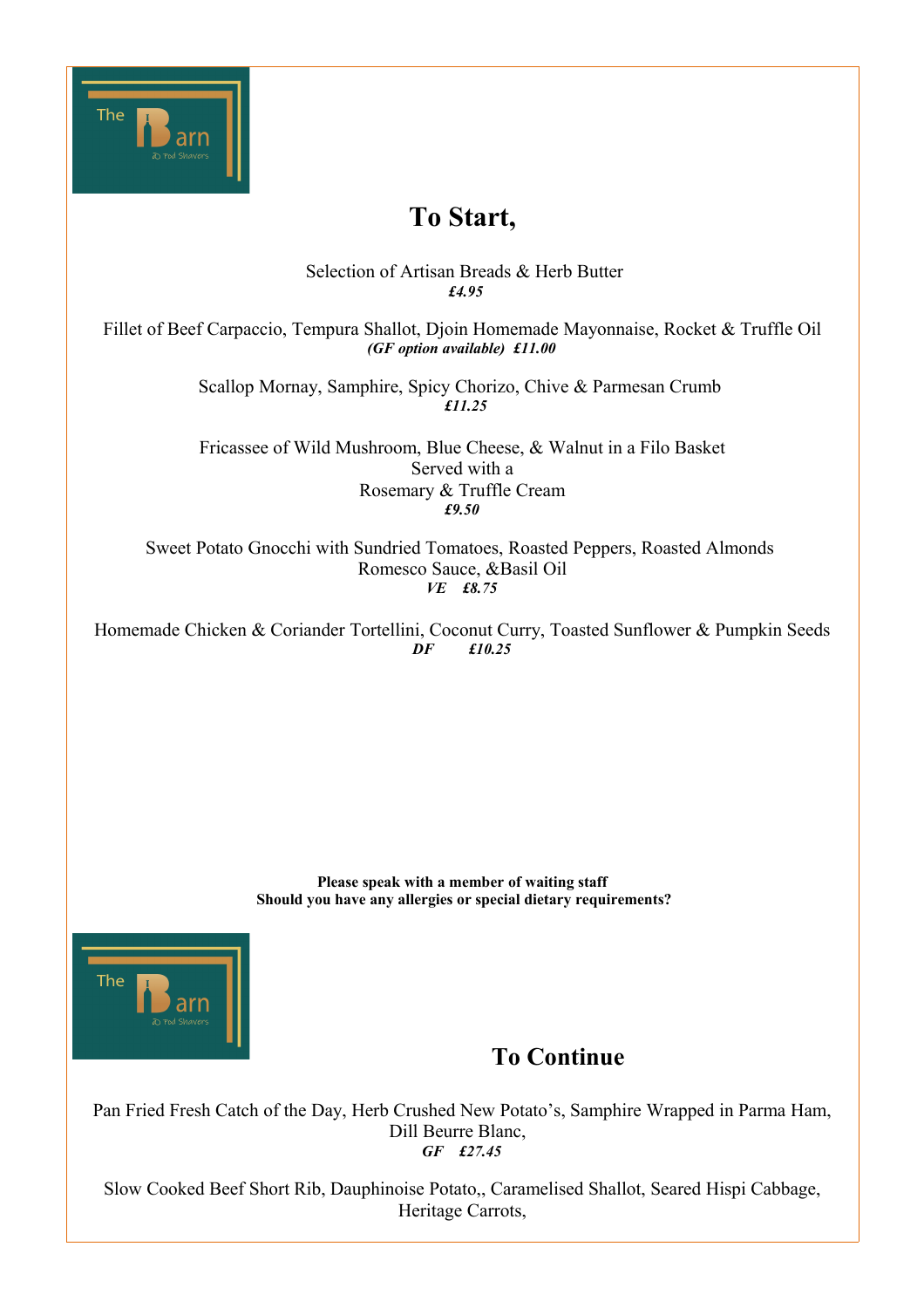The Barn @ Tod Shavers

# To Start,

Selection of Artisan Breads & Herb Butter
***£4.95***

Fillet of Beef Carpaccio, Tempura Shallot, Djoin Homemade Mayonnaise, Rocket & Truffle Oil
***(GF option available) £11.00***

Scallop Mornay, Samphire, Spicy Chorizo, Chive & Parmesan Crumb
***£11.25***

Fricassee of Wild Mushroom, Blue Cheese, & Walnut in a Filo Basket
Served with a
Rosemary & Truffle Cream
***£9.50***

Sweet Potato Gnocchi with Sundried Tomatoes, Roasted Peppers, Roasted Almonds
Romesco Sauce, &Basil Oil
***VE £8.75***

Homemade Chicken & Coriander Tortellini, Coconut Curry, Toasted Sunflower & Pumpkin Seeds
***DF £10.25***

**Please speak with a member of waiting staff**
**Should you have any allergies or special dietary requirements?**

The Barn @ Tod Shavers

# To Continue

Pan Fried Fresh Catch of the Day, Herb Crushed New Potato's, Samphire Wrapped in Parma Ham,
Dill Beurre Blanc,
***GF £27.45***

Slow Cooked Beef Short Rib, Dauphinoise Potato,, Caramelised Shallot, Seared Hispi Cabbage,
Heritage Carrots,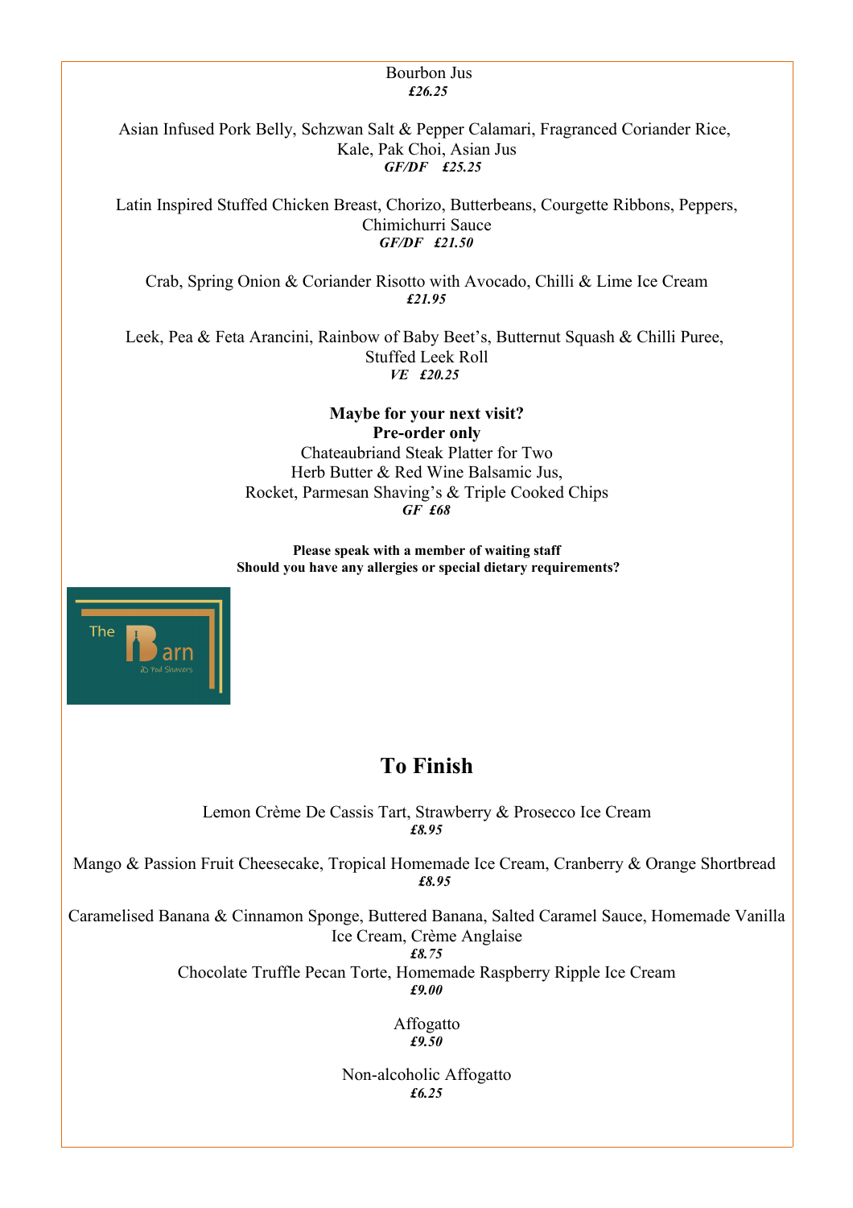Bourbon Jus
***£26.25***

Asian Infused Pork Belly, Schzwan Salt & Pepper Calamari, Fragranced Coriander Rice, Kale, Pak Choi, Asian Jus
***GF/DF £25.25***

Latin Inspired Stuffed Chicken Breast, Chorizo, Butterbeans, Courgette Ribbons, Peppers, Chimichurri Sauce
***GF/DF £21.50***

Crab, Spring Onion & Coriander Risotto with Avocado, Chilli & Lime Ice Cream
***£21.95***

Leek, Pea & Feta Arancini, Rainbow of Baby Beet's, Butternut Squash & Chilli Puree, Stuffed Leek Roll
***VE £20.25***

**Maybe for your next visit?**
**Pre-order only**
Chateaubriand Steak Platter for Two
Herb Butter & Red Wine Balsamic Jus,
Rocket, Parmesan Shaving's & Triple Cooked Chips
***GF £68***

**Please speak with a member of waiting staff**
**Should you have any allergies or special dietary requirements?**

The Barn @ Pod Shavers

## To Finish

Lemon Crème De Cassis Tart, Strawberry & Prosecco Ice Cream
***£8.95***

Mango & Passion Fruit Cheesecake, Tropical Homemade Ice Cream, Cranberry & Orange Shortbread
***£8.95***

Caramelised Banana & Cinnamon Sponge, Buttered Banana, Salted Caramel Sauce, Homemade Vanilla Ice Cream, Crème Anglaise
***£8.75***

Chocolate Truffle Pecan Torte, Homemade Raspberry Ripple Ice Cream
***£9.00***

Affogatto
***£9.50***

Non-alcoholic Affogatto
***£6.25***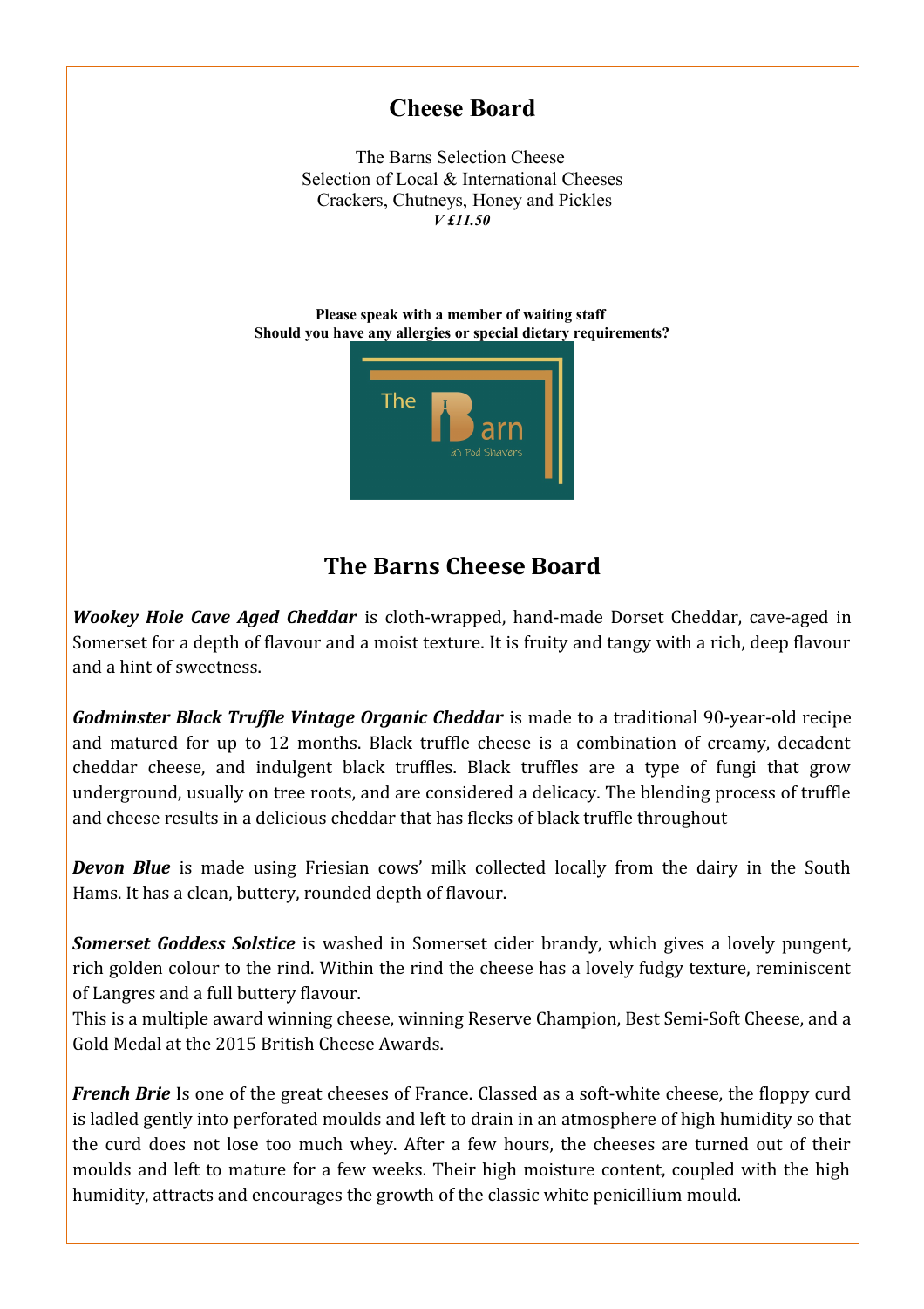# Cheese Board

The Barns Selection Cheese
Selection of Local & International Cheeses
Crackers, Chutneys, Honey and Pickles
***V £11.50***

**Please speak with a member of waiting staff**
**Should you have any allergies or special dietary requirements?**

The Barn @ Pod Shavers

## The Barns Cheese Board

***Wookey Hole Cave Aged Cheddar*** is cloth-wrapped, hand-made Dorset Cheddar, cave-aged in Somerset for a depth of flavour and a moist texture. It is fruity and tangy with a rich, deep flavour and a hint of sweetness.

***Godminster Black Truffle Vintage Organic Cheddar*** is made to a traditional 90-year-old recipe and matured for up to 12 months. Black truffle cheese is a combination of creamy, decadent cheddar cheese, and indulgent black truffles. Black truffles are a type of fungi that grow underground, usually on tree roots, and are considered a delicacy. The blending process of truffle and cheese results in a delicious cheddar that has flecks of black truffle throughout

***Devon Blue*** is made using Friesian cows' milk collected locally from the dairy in the South Hams. It has a clean, buttery, rounded depth of flavour.

***Somerset Goddess Solstice*** is washed in Somerset cider brandy, which gives a lovely pungent, rich golden colour to the rind. Within the rind the cheese has a lovely fudgy texture, reminiscent of Langres and a full buttery flavour.
This is a multiple award winning cheese, winning Reserve Champion, Best Semi-Soft Cheese, and a Gold Medal at the 2015 British Cheese Awards.

***French Brie*** Is one of the great cheeses of France. Classed as a soft-white cheese, the floppy curd is ladled gently into perforated moulds and left to drain in an atmosphere of high humidity so that the curd does not lose too much whey. After a few hours, the cheeses are turned out of their moulds and left to mature for a few weeks. Their high moisture content, coupled with the high humidity, attracts and encourages the growth of the classic white penicillium mould.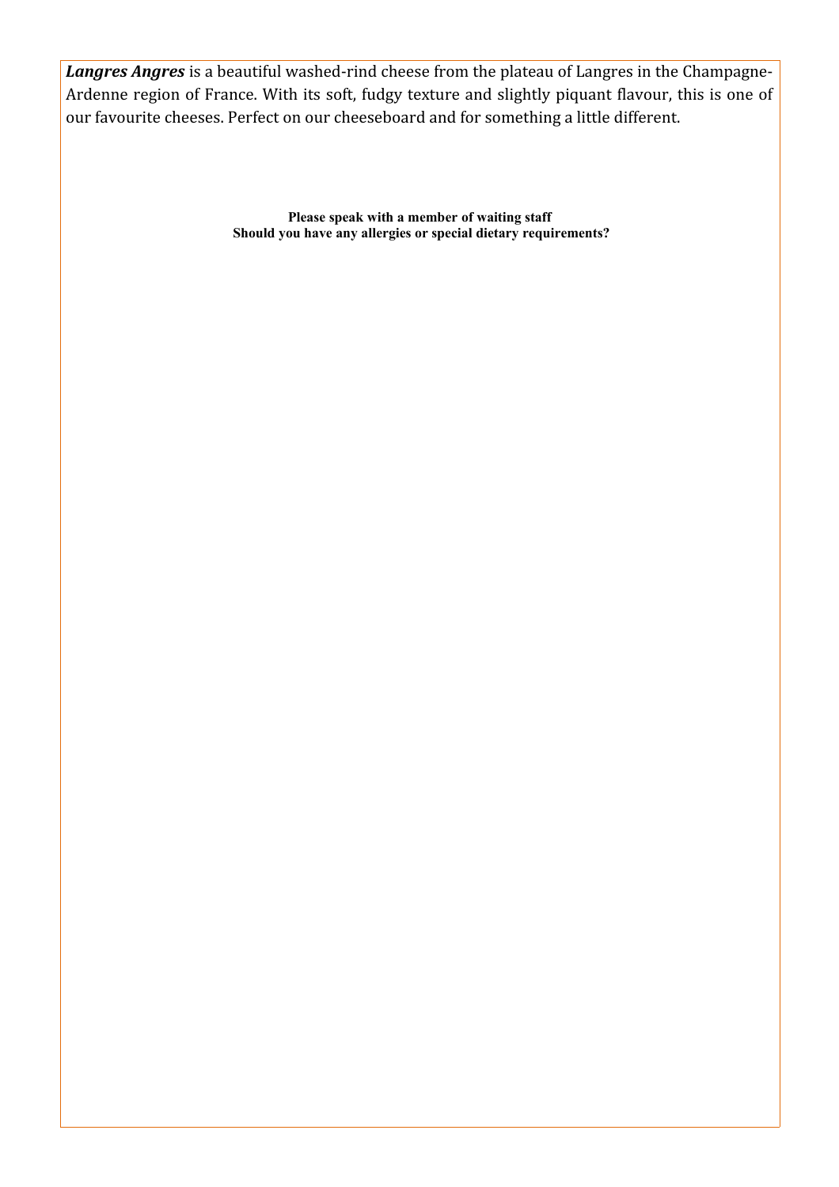***Langres Angres*** is a beautiful washed-rind cheese from the plateau of Langres in the Champagne-Ardenne region of France. With its soft, fudgy texture and slightly piquant flavour, this is one of our favourite cheeses. Perfect on our cheeseboard and for something a little different.

**Please speak with a member of waiting staff**
**Should you have any allergies or special dietary requirements?**